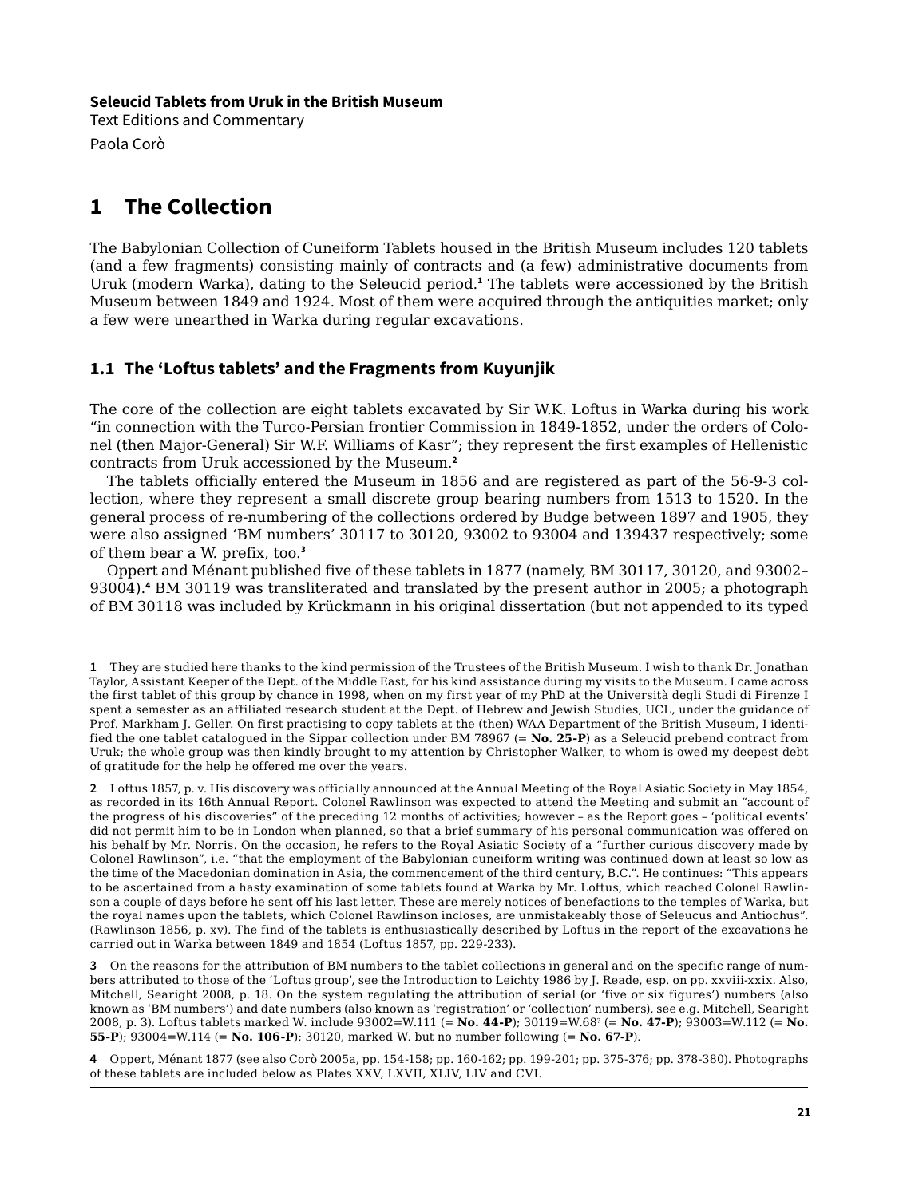**Seleucid Tablets from Uruk in the British Museum**
Text Editions and Commentary
Paola Corò

# 1 The Collection

The Babylonian Collection of Cuneiform Tablets housed in the British Museum includes 120 tablets (and a few fragments) consisting mainly of contracts and (a few) administrative documents from Uruk (modern Warka), dating to the Seleucid period.[1] The tablets were accessioned by the British Museum between 1849 and 1924. Most of them were acquired through the antiquities market; only a few were unearthed in Warka during regular excavations.

## 1.1 The 'Loftus tablets' and the Fragments from Kuyunjik

The core of the collection are eight tablets excavated by Sir W.K. Loftus in Warka during his work "in connection with the Turco-Persian frontier Commission in 1849-1852, under the orders of Colonel (then Major-General) Sir W.F. Williams of Kasr"; they represent the first examples of Hellenistic contracts from Uruk accessioned by the Museum.[2]

The tablets officially entered the Museum in 1856 and are registered as part of the 56-9-3 collection, where they represent a small discrete group bearing numbers from 1513 to 1520. In the general process of re-numbering of the collections ordered by Budge between 1897 and 1905, they were also assigned 'BM numbers' 30117 to 30120, 93002 to 93004 and 139437 respectively; some of them bear a W. prefix, too.[3]

Oppert and Ménant published five of these tablets in 1877 (namely, BM 30117, 30120, and 93002–93004).[4] BM 30119 was transliterated and translated by the present author in 2005; a photograph of BM 30118 was included by Krückmann in his original dissertation (but not appended to its typed

---

1 They are studied here thanks to the kind permission of the Trustees of the British Museum. I wish to thank Dr. Jonathan Taylor, Assistant Keeper of the Dept. of the Middle East, for his kind assistance during my visits to the Museum. I came across the first tablet of this group by chance in 1998, when on my first year of my PhD at the Università degli Studi di Firenze I spent a semester as an affiliated research student at the Dept. of Hebrew and Jewish Studies, UCL, under the guidance of Prof. Markham J. Geller. On first practising to copy tablets at the (then) WAA Department of the British Museum, I identified the one tablet catalogued in the Sippar collection under BM 78967 (= **No. 25-P**) as a Seleucid prebend contract from Uruk; the whole group was then kindly brought to my attention by Christopher Walker, to whom is owed my deepest debt of gratitude for the help he offered me over the years.

2 Loftus 1857, p. v. His discovery was officially announced at the Annual Meeting of the Royal Asiatic Society in May 1854, as recorded in its 16th Annual Report. Colonel Rawlinson was expected to attend the Meeting and submit an "account of the progress of his discoveries" of the preceding 12 months of activities; however – as the Report goes – 'political events' did not permit him to be in London when planned, so that a brief summary of his personal communication was offered on his behalf by Mr. Norris. On the occasion, he refers to the Royal Asiatic Society of a "further curious discovery made by Colonel Rawlinson", i.e. "that the employment of the Babylonian cuneiform writing was continued down at least so low as the time of the Macedonian domination in Asia, the commencement of the third century, B.C.". He continues: "This appears to be ascertained from a hasty examination of some tablets found at Warka by Mr. Loftus, which reached Colonel Rawlinson a couple of days before he sent off his last letter. These are merely notices of benefactions to the temples of Warka, but the royal names upon the tablets, which Colonel Rawlinson incloses, are unmistakeably those of Seleucus and Antiochus". (Rawlinson 1856, p. xv). The find of the tablets is enthusiastically described by Loftus in the report of the excavations he carried out in Warka between 1849 and 1854 (Loftus 1857, pp. 229-233).

3 On the reasons for the attribution of BM numbers to the tablet collections in general and on the specific range of numbers attributed to those of the 'Loftus group', see the Introduction to Leichty 1986 by J. Reade, esp. on pp. xxviii-xxix. Also, Mitchell, Searight 2008, p. 18. On the system regulating the attribution of serial (or 'five or six figures') numbers (also known as 'BM numbers') and date numbers (also known as 'registration' or 'collection' numbers), see e.g. Mitchell, Searight 2008, p. 3). Loftus tablets marked W. include 93002=W.111 (= **No. 44-P**); 30119=W.68? (= **No. 47-P**); 93003=W.112 (= **No. 55-P**); 93004=W.114 (= **No. 106-P**); 30120, marked W. but no number following (= **No. 67-P**).

4 Oppert, Ménant 1877 (see also Corò 2005a, pp. 154-158; pp. 160-162; pp. 199-201; pp. 375-376; pp. 378-380). Photographs of these tablets are included below as Plates XXV, LXVII, XLIV, LIV and CVI.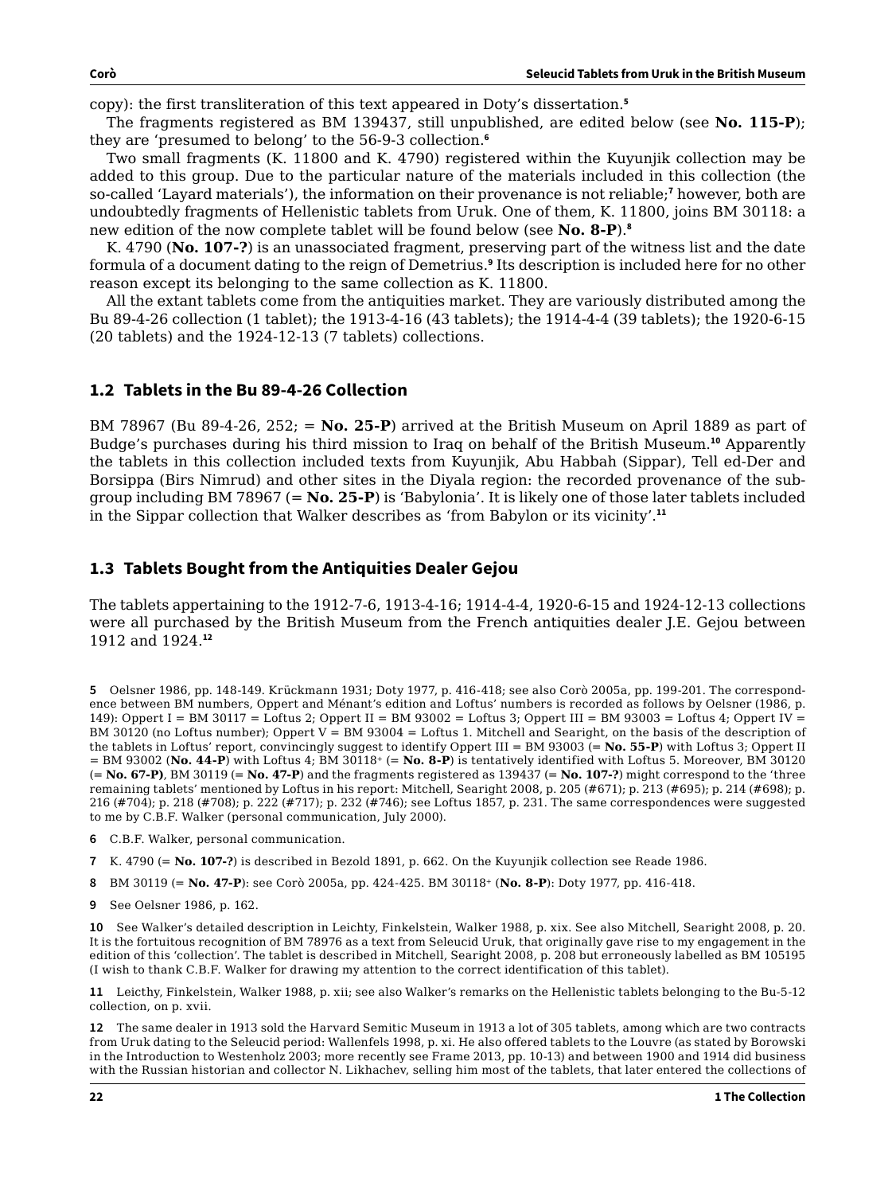copy): the first transliteration of this text appeared in Doty's dissertation.[5]

The fragments registered as BM 139437, still unpublished, are edited below (see **No. 115-P**); they are 'presumed to belong' to the 56-9-3 collection.[6]

Two small fragments (K. 11800 and K. 4790) registered within the Kuyunjik collection may be added to this group. Due to the particular nature of the materials included in this collection (the so-called 'Layard materials'), the information on their provenance is not reliable;[7] however, both are undoubtedly fragments of Hellenistic tablets from Uruk. One of them, K. 11800, joins BM 30118: a new edition of the now complete tablet will be found below (see **No. 8-P**).[8]

K. 4790 (**No. 107-?**) is an unassociated fragment, preserving part of the witness list and the date formula of a document dating to the reign of Demetrius.[9] Its description is included here for no other reason except its belonging to the same collection as K. 11800.

All the extant tablets come from the antiquities market. They are variously distributed among the Bu 89-4-26 collection (1 tablet); the 1913-4-16 (43 tablets); the 1914-4-4 (39 tablets); the 1920-6-15 (20 tablets) and the 1924-12-13 (7 tablets) collections.

## 1.2 Tablets in the Bu 89-4-26 Collection

BM 78967 (Bu 89-4-26, 252; = **No. 25-P**) arrived at the British Museum on April 1889 as part of Budge's purchases during his third mission to Iraq on behalf of the British Museum.[10] Apparently the tablets in this collection included texts from Kuyunjik, Abu Habbah (Sippar), Tell ed-Der and Borsippa (Birs Nimrud) and other sites in the Diyala region: the recorded provenance of the sub-group including BM 78967 (= **No. 25-P**) is 'Babylonia'. It is likely one of those later tablets included in the Sippar collection that Walker describes as 'from Babylon or its vicinity'.[11]

## 1.3 Tablets Bought from the Antiquities Dealer Gejou

The tablets appertaining to the 1912-7-6, 1913-4-16; 1914-4-4, 1920-6-15 and 1924-12-13 collections were all purchased by the British Museum from the French antiquities dealer J.E. Gejou between 1912 and 1924.[12]

---

5 Oelsner 1986, pp. 148-149. Krückmann 1931; Doty 1977, p. 416-418; see also Corò 2005a, pp. 199-201. The correspondence between BM numbers, Oppert and Ménant's edition and Loftus' numbers is recorded as follows by Oelsner (1986, p. 149): Oppert I = BM 30117 = Loftus 2; Oppert II = BM 93002 = Loftus 3; Oppert III = BM 93003 = Loftus 4; Oppert IV = BM 30120 (no Loftus number); Oppert V = BM 93004 = Loftus 1. Mitchell and Searight, on the basis of the description of the tablets in Loftus' report, convincingly suggest to identify Oppert III = BM 93003 (= **No. 55-P**) with Loftus 3; Oppert II = BM 93002 (**No. 44-P**) with Loftus 4; BM 30118+ (= **No. 8-P**) is tentatively identified with Loftus 5. Moreover, BM 30120 (= **No. 67-P**), BM 30119 (= **No. 47-P**) and the fragments registered as 139437 (= **No. 107-?**) might correspond to the 'three remaining tablets' mentioned by Loftus in his report: Mitchell, Searight 2008, p. 205 (#671); p. 213 (#695); p. 214 (#698); p. 216 (#704); p. 218 (#708); p. 222 (#717); p. 232 (#746); see Loftus 1857, p. 231. The same correspondences were suggested to me by C.B.F. Walker (personal communication, July 2000).

6 C.B.F. Walker, personal communication.

7 K. 4790 (= **No. 107-?**) is described in Bezold 1891, p. 662. On the Kuyunjik collection see Reade 1986.

8 BM 30119 (= **No. 47-P**): see Corò 2005a, pp. 424-425. BM 30118+ (**No. 8-P**): Doty 1977, pp. 416-418.

9 See Oelsner 1986, p. 162.

10 See Walker's detailed description in Leichty, Finkelstein, Walker 1988, p. xix. See also Mitchell, Searight 2008, p. 20. It is the fortuitous recognition of BM 78976 as a text from Seleucid Uruk, that originally gave rise to my engagement in the edition of this 'collection'. The tablet is described in Mitchell, Searight 2008, p. 208 but erroneously labelled as BM 105195 (I wish to thank C.B.F. Walker for drawing my attention to the correct identification of this tablet).

11 Leicthy, Finkelstein, Walker 1988, p. xii; see also Walker's remarks on the Hellenistic tablets belonging to the Bu-5-12 collection, on p. xvii.

12 The same dealer in 1913 sold the Harvard Semitic Museum in 1913 a lot of 305 tablets, among which are two contracts from Uruk dating to the Seleucid period: Wallenfels 1998, p. xi. He also offered tablets to the Louvre (as stated by Borowski in the Introduction to Westenholz 2003; more recently see Frame 2013, pp. 10-13) and between 1900 and 1914 did business with the Russian historian and collector N. Likhachev, selling him most of the tablets, that later entered the collections of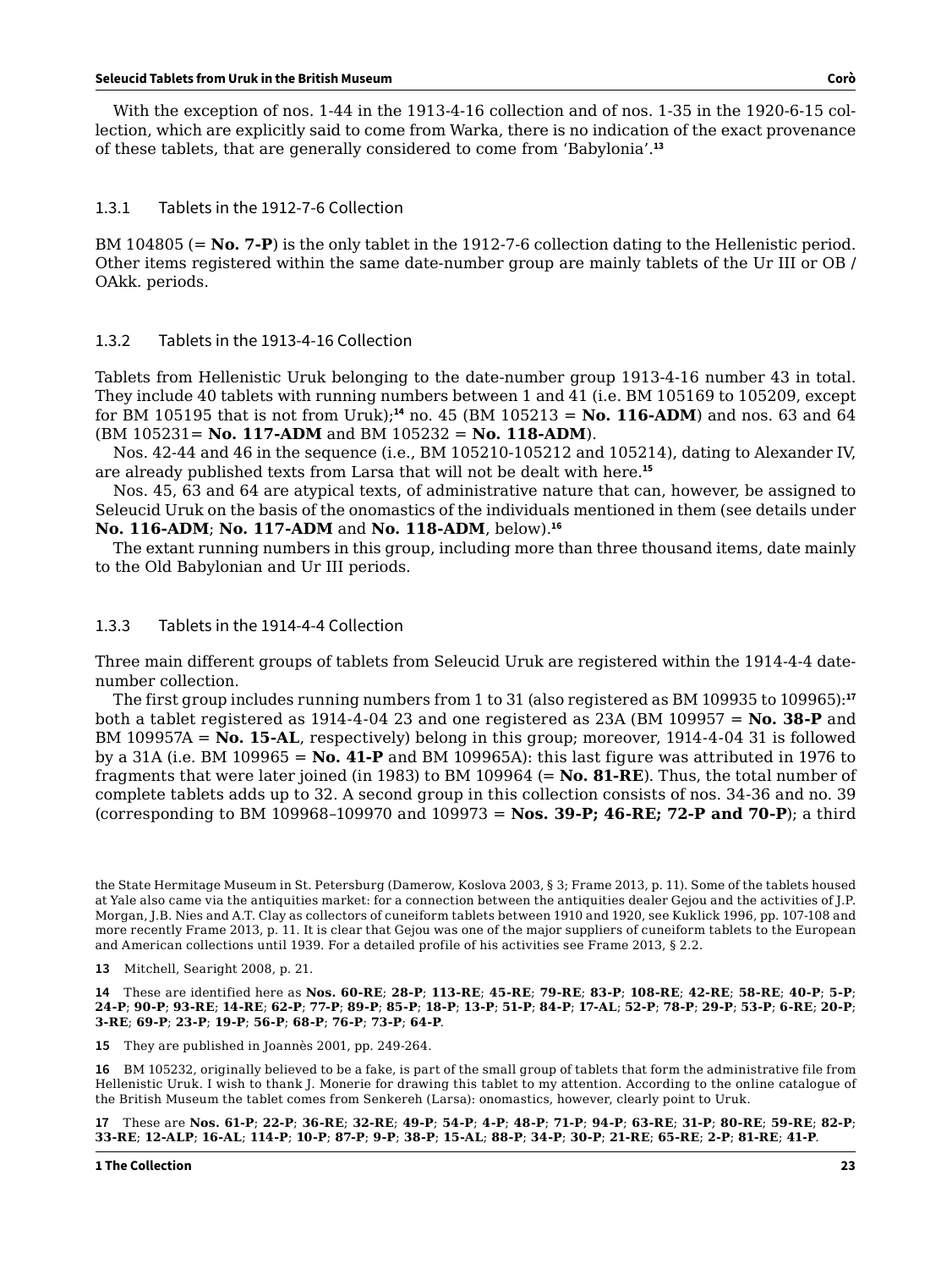With the exception of nos. 1-44 in the 1913-4-16 collection and of nos. 1-35 in the 1920-6-15 collection, which are explicitly said to come from Warka, there is no indication of the exact provenance of these tablets, that are generally considered to come from 'Babylonia'.[13]

### 1.3.1 Tablets in the 1912-7-6 Collection

BM 104805 (= **No. 7-P**) is the only tablet in the 1912-7-6 collection dating to the Hellenistic period. Other items registered within the same date-number group are mainly tablets of the Ur III or OB / OAkk. periods.

### 1.3.2 Tablets in the 1913-4-16 Collection

Tablets from Hellenistic Uruk belonging to the date-number group 1913-4-16 number 43 in total. They include 40 tablets with running numbers between 1 and 41 (i.e. BM 105169 to 105209, except for BM 105195 that is not from Uruk);[14] no. 45 (BM 105213 = **No. 116-ADM**) and nos. 63 and 64 (BM 105231= **No. 117-ADM** and BM 105232 = **No. 118-ADM**).

Nos. 42-44 and 46 in the sequence (i.e., BM 105210-105212 and 105214), dating to Alexander IV, are already published texts from Larsa that will not be dealt with here.[15]

Nos. 45, 63 and 64 are atypical texts, of administrative nature that can, however, be assigned to Seleucid Uruk on the basis of the onomastics of the individuals mentioned in them (see details under **No. 116-ADM**; **No. 117-ADM** and **No. 118-ADM**, below).[16]

The extant running numbers in this group, including more than three thousand items, date mainly to the Old Babylonian and Ur III periods.

### 1.3.3 Tablets in the 1914-4-4 Collection

Three main different groups of tablets from Seleucid Uruk are registered within the 1914-4-4 date-number collection.

The first group includes running numbers from 1 to 31 (also registered as BM 109935 to 109965):[17] both a tablet registered as 1914-4-04 23 and one registered as 23A (BM 109957 = **No. 38-P** and BM 109957A = **No. 15-AL**, respectively) belong in this group; moreover, 1914-4-04 31 is followed by a 31A (i.e. BM 109965 = **No. 41-P** and BM 109965A): this last figure was attributed in 1976 to fragments that were later joined (in 1983) to BM 109964 (= **No. 81-RE**). Thus, the total number of complete tablets adds up to 32. A second group in this collection consists of nos. 34-36 and no. 39 (corresponding to BM 109968–109970 and 109973 = **Nos. 39-P; 46-RE; 72-P and 70-P**); a third

the State Hermitage Museum in St. Petersburg (Damerow, Koslova 2003, § 3; Frame 2013, p. 11). Some of the tablets housed at Yale also came via the antiquities market: for a connection between the antiquities dealer Gejou and the activities of J.P. Morgan, J.B. Nies and A.T. Clay as collectors of cuneiform tablets between 1910 and 1920, see Kuklick 1996, pp. 107-108 and more recently Frame 2013, p. 11. It is clear that Gejou was one of the major suppliers of cuneiform tablets to the European and American collections until 1939. For a detailed profile of his activities see Frame 2013, § 2.2.

13 Mitchell, Searight 2008, p. 21.

14 These are identified here as **Nos. 60-RE**; **28-P**; **113-RE**; **45-RE**; **79-RE**; **83-P**; **108-RE**; **42-RE**; **58-RE**; **40-P**; **5-P**; **24-P**; **90-P**; **93-RE**; **14-RE**; **62-P**; **77-P**; **89-P**; **85-P**; **18-P**; **13-P**; **51-P**; **84-P**; **17-AL**; **52-P**; **78-P**; **29-P**; **53-P**; **6-RE**; **20-P**; **3-RE**; **69-P**; **23-P**; **19-P**; **56-P**; **68-P**; **76-P**; **73-P**; **64-P**.

15 They are published in Joannès 2001, pp. 249-264.

16 BM 105232, originally believed to be a fake, is part of the small group of tablets that form the administrative file from Hellenistic Uruk. I wish to thank J. Monerie for drawing this tablet to my attention. According to the online catalogue of the British Museum the tablet comes from Senkereh (Larsa): onomastics, however, clearly point to Uruk.

17 These are **Nos. 61-P**; **22-P**; **36-RE**; **32-RE**; **49-P**; **54-P**; **4-P**; **48-P**; **71-P**; **94-P**; **63-RE**; **31-P**; **80-RE**; **59-RE**; **82-P**; **33-RE**; **12-ALP**; **16-AL**; **114-P**; **10-P**; **87-P**; **9-P**; **38-P**; **15-AL**; **88-P**; **34-P**; **30-P**; **21-RE**; **65-RE**; **2-P**; **81-RE**; **41-P**.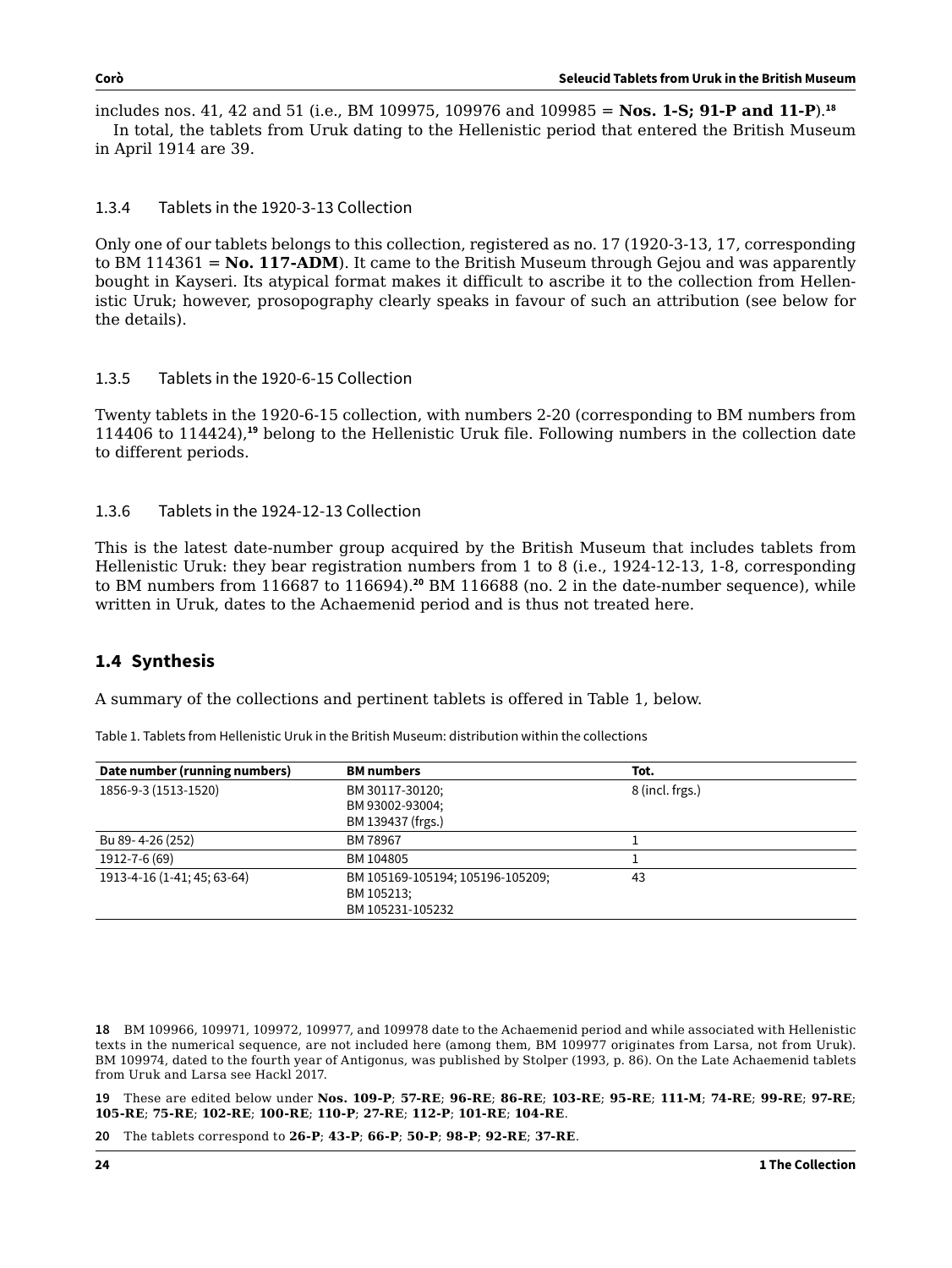includes nos. 41, 42 and 51 (i.e., BM 109975, 109976 and 109985 = **Nos. 1-S; 91-P and 11-P**).[18]

In total, the tablets from Uruk dating to the Hellenistic period that entered the British Museum in April 1914 are 39.

### 1.3.4 Tablets in the 1920-3-13 Collection

Only one of our tablets belongs to this collection, registered as no. 17 (1920-3-13, 17, corresponding to BM 114361 = **No. 117-ADM**). It came to the British Museum through Gejou and was apparently bought in Kayseri. Its atypical format makes it difficult to ascribe it to the collection from Hellenistic Uruk; however, prosopography clearly speaks in favour of such an attribution (see below for the details).

### 1.3.5 Tablets in the 1920-6-15 Collection

Twenty tablets in the 1920-6-15 collection, with numbers 2-20 (corresponding to BM numbers from 114406 to 114424),[19] belong to the Hellenistic Uruk file. Following numbers in the collection date to different periods.

### 1.3.6 Tablets in the 1924-12-13 Collection

This is the latest date-number group acquired by the British Museum that includes tablets from Hellenistic Uruk: they bear registration numbers from 1 to 8 (i.e., 1924-12-13, 1-8, corresponding to BM numbers from 116687 to 116694).[20] BM 116688 (no. 2 in the date-number sequence), while written in Uruk, dates to the Achaemenid period and is thus not treated here.

## 1.4 Synthesis

A summary of the collections and pertinent tablets is offered in Table 1, below.

Table 1. Tablets from Hellenistic Uruk in the British Museum: distribution within the collections

| Date number (running numbers) | BM numbers | Tot. |
|---|---|---|
| 1856-9-3 (1513-1520) | BM 30117-30120; BM 93002-93004; BM 139437 (frgs.) | 8 (incl. frgs.) |
| Bu 89- 4-26 (252) | BM 78967 | 1 |
| 1912-7-6 (69) | BM 104805 | 1 |
| 1913-4-16 (1-41; 45; 63-64) | BM 105169-105194; 105196-105209; BM 105213; BM 105231-105232 | 43 |

18 BM 109966, 109971, 109972, 109977, and 109978 date to the Achaemenid period and while associated with Hellenistic texts in the numerical sequence, are not included here (among them, BM 109977 originates from Larsa, not from Uruk). BM 109974, dated to the fourth year of Antigonus, was published by Stolper (1993, p. 86). On the Late Achaemenid tablets from Uruk and Larsa see Hackl 2017.

19 These are edited below under **Nos. 109-P**; **57-RE**; **96-RE**; **86-RE**; **103-RE**; **95-RE**; **111-M**; **74-RE**; **99-RE**; **97-RE**; **105-RE**; **75-RE**; **102-RE**; **100-RE**; **110-P**; **27-RE**; **112-P**; **101-RE**; **104-RE**.

20 The tablets correspond to **26-P**; **43-P**; **66-P**; **50-P**; **98-P**; **92-RE**; **37-RE**.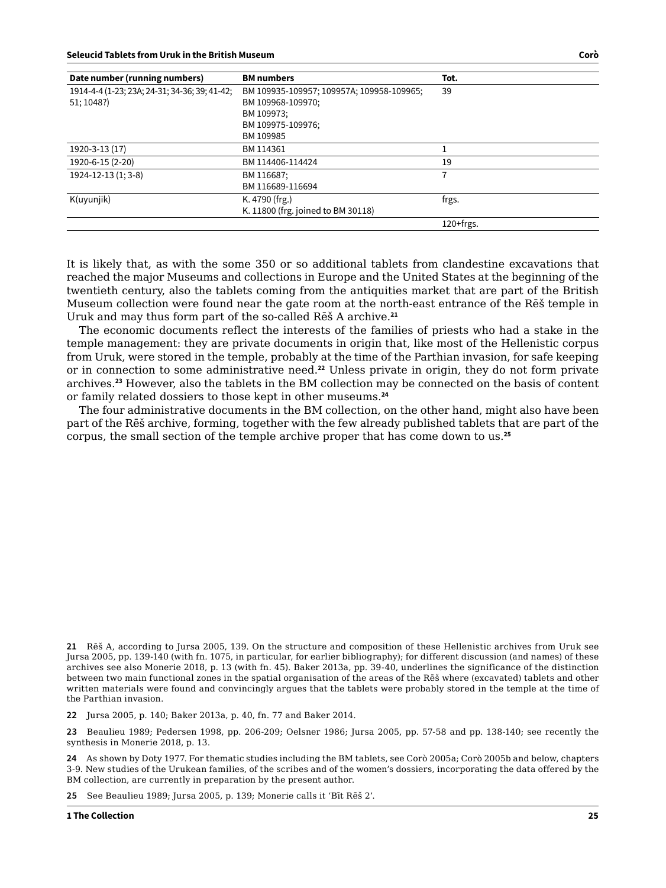| Date number (running numbers) | BM numbers | Tot. |
|---|---|---|
| 1914-4-4 (1-23; 23A; 24-31; 34-36; 39; 41-42; 51; 1048?) | BM 109935-109957; 109957A; 109958-109965; BM 109968-109970; BM 109973; BM 109975-109976; BM 109985 | 39 |
| 1920-3-13 (17) | BM 114361 | 1 |
| 1920-6-15 (2-20) | BM 114406-114424 | 19 |
| 1924-12-13 (1; 3-8) | BM 116687; BM 116689-116694 | 7 |
| K(uyunjik) | K. 4790 (frg.) K. 11800 (frg. joined to BM 30118) | frgs. |
| | | 120+frgs. |

It is likely that, as with the some 350 or so additional tablets from clandestine excavations that reached the major Museums and collections in Europe and the United States at the beginning of the twentieth century, also the tablets coming from the antiquities market that are part of the British Museum collection were found near the gate room at the north-east entrance of the Rēš temple in Uruk and may thus form part of the so-called Rēš A archive.[21]

The economic documents reflect the interests of the families of priests who had a stake in the temple management: they are private documents in origin that, like most of the Hellenistic corpus from Uruk, were stored in the temple, probably at the time of the Parthian invasion, for safe keeping or in connection to some administrative need.[22] Unless private in origin, they do not form private archives.[23] However, also the tablets in the BM collection may be connected on the basis of content or family related dossiers to those kept in other museums.[24]

The four administrative documents in the BM collection, on the other hand, might also have been part of the Rēš archive, forming, together with the few already published tablets that are part of the corpus, the small section of the temple archive proper that has come down to us.[25]

**21** Rēš A, according to Jursa 2005, 139. On the structure and composition of these Hellenistic archives from Uruk see Jursa 2005, pp. 139-140 (with fn. 1075, in particular, for earlier bibliography); for different discussion (and names) of these archives see also Monerie 2018, p. 13 (with fn. 45). Baker 2013a, pp. 39-40, underlines the significance of the distinction between two main functional zones in the spatial organisation of the areas of the Rēš where (excavated) tablets and other written materials were found and convincingly argues that the tablets were probably stored in the temple at the time of the Parthian invasion.

**22** Jursa 2005, p. 140; Baker 2013a, p. 40, fn. 77 and Baker 2014.

**23** Beaulieu 1989; Pedersen 1998, pp. 206-209; Oelsner 1986; Jursa 2005, pp. 57-58 and pp. 138-140; see recently the synthesis in Monerie 2018, p. 13.

**24** As shown by Doty 1977. For thematic studies including the BM tablets, see Corò 2005a; Corò 2005b and below, chapters 3-9. New studies of the Urukean families, of the scribes and of the women's dossiers, incorporating the data offered by the BM collection, are currently in preparation by the present author.

**25** See Beaulieu 1989; Jursa 2005, p. 139; Monerie calls it 'Bīt Rēš 2'.